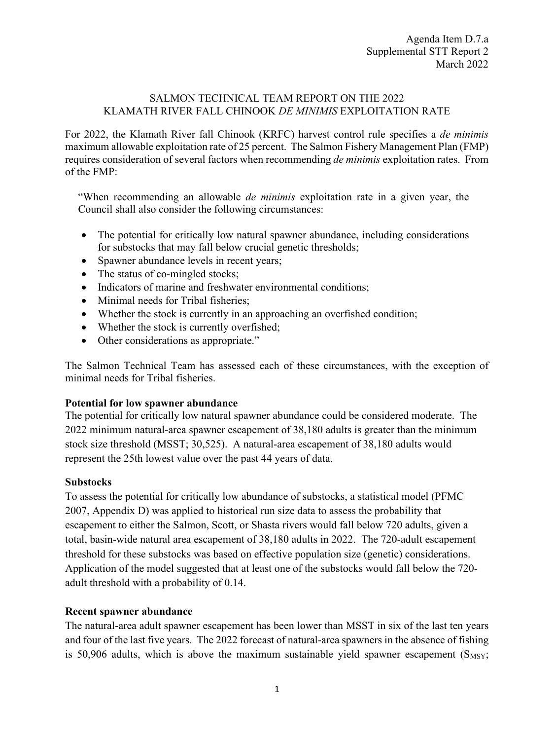Agenda Item D.7.a
Supplemental STT Report 2
March 2022

SALMON TECHNICAL TEAM REPORT ON THE 2022
KLAMATH RIVER FALL CHINOOK *DE MINIMIS* EXPLOITATION RATE

For 2022, the Klamath River fall Chinook (KRFC) harvest control rule specifies a *de minimis* maximum allowable exploitation rate of 25 percent. The Salmon Fishery Management Plan (FMP) requires consideration of several factors when recommending *de minimis* exploitation rates. From of the FMP:

> "When recommending an allowable *de minimis* exploitation rate in a given year, the Council shall also consider the following circumstances:
>
> - The potential for critically low natural spawner abundance, including considerations for substocks that may fall below crucial genetic thresholds;
> - Spawner abundance levels in recent years;
> - The status of co-mingled stocks;
> - Indicators of marine and freshwater environmental conditions;
> - Minimal needs for Tribal fisheries;
> - Whether the stock is currently in an approaching an overfished condition;
> - Whether the stock is currently overfished;
> - Other considerations as appropriate."

The Salmon Technical Team has assessed each of these circumstances, with the exception of minimal needs for Tribal fisheries.

**Potential for low spawner abundance**

The potential for critically low natural spawner abundance could be considered moderate. The 2022 minimum natural-area spawner escapement of 38,180 adults is greater than the minimum stock size threshold (MSST; 30,525). A natural-area escapement of 38,180 adults would represent the 25th lowest value over the past 44 years of data.

**Substocks**

To assess the potential for critically low abundance of substocks, a statistical model (PFMC 2007, Appendix D) was applied to historical run size data to assess the probability that escapement to either the Salmon, Scott, or Shasta rivers would fall below 720 adults, given a total, basin-wide natural area escapement of 38,180 adults in 2022. The 720-adult escapement threshold for these substocks was based on effective population size (genetic) considerations. Application of the model suggested that at least one of the substocks would fall below the 720-adult threshold with a probability of 0.14.

**Recent spawner abundance**

The natural-area adult spawner escapement has been lower than MSST in six of the last ten years and four of the last five years. The 2022 forecast of natural-area spawners in the absence of fishing is 50,906 adults, which is above the maximum sustainable yield spawner escapement ($S_{MSY}$;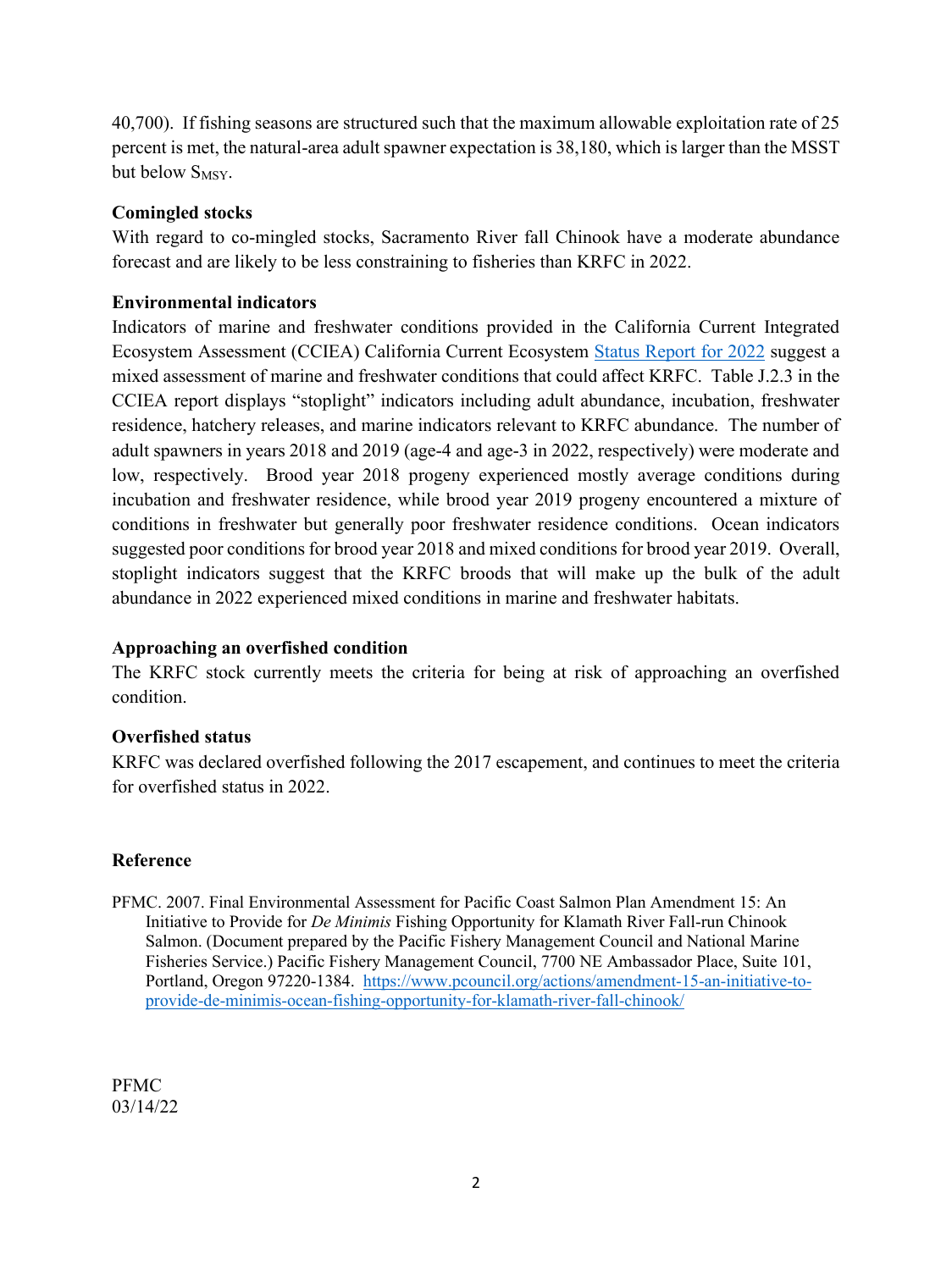40,700). If fishing seasons are structured such that the maximum allowable exploitation rate of 25 percent is met, the natural-area adult spawner expectation is 38,180, which is larger than the MSST but below $S_{MSY}$.

**Comingled stocks**

With regard to co-mingled stocks, Sacramento River fall Chinook have a moderate abundance forecast and are likely to be less constraining to fisheries than KRFC in 2022.

**Environmental indicators**

Indicators of marine and freshwater conditions provided in the California Current Integrated Ecosystem Assessment (CCIEA) California Current Ecosystem [Status Report for 2022](#) suggest a mixed assessment of marine and freshwater conditions that could affect KRFC. Table J.2.3 in the CCIEA report displays "stoplight" indicators including adult abundance, incubation, freshwater residence, hatchery releases, and marine indicators relevant to KRFC abundance. The number of adult spawners in years 2018 and 2019 (age-4 and age-3 in 2022, respectively) were moderate and low, respectively. Brood year 2018 progeny experienced mostly average conditions during incubation and freshwater residence, while brood year 2019 progeny encountered a mixture of conditions in freshwater but generally poor freshwater residence conditions. Ocean indicators suggested poor conditions for brood year 2018 and mixed conditions for brood year 2019. Overall, stoplight indicators suggest that the KRFC broods that will make up the bulk of the adult abundance in 2022 experienced mixed conditions in marine and freshwater habitats.

**Approaching an overfished condition**

The KRFC stock currently meets the criteria for being at risk of approaching an overfished condition.

**Overfished status**

KRFC was declared overfished following the 2017 escapement, and continues to meet the criteria for overfished status in 2022.

**Reference**

PFMC. 2007. Final Environmental Assessment for Pacific Coast Salmon Plan Amendment 15: An Initiative to Provide for *De Minimis* Fishing Opportunity for Klamath River Fall-run Chinook Salmon. (Document prepared by the Pacific Fishery Management Council and National Marine Fisheries Service.) Pacific Fishery Management Council, 7700 NE Ambassador Place, Suite 101, Portland, Oregon 97220-1384. https://www.pcouncil.org/actions/amendment-15-an-initiative-to-provide-de-minimis-ocean-fishing-opportunity-for-klamath-river-fall-chinook/

PFMC
03/14/22